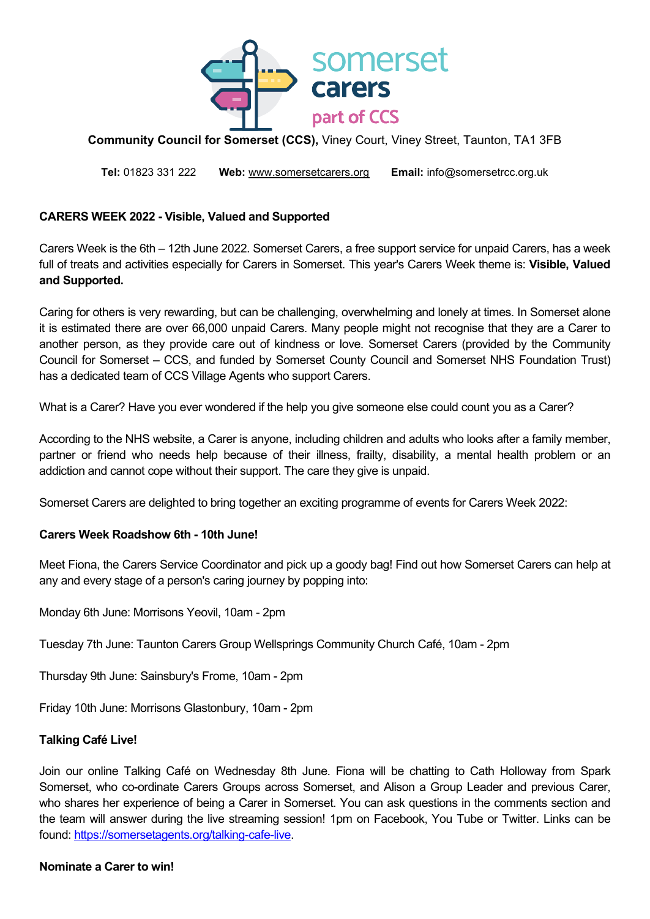somerset carers part of CCS

**Community Council for Somerset (CCS),** Viney Court, Viney Street, Taunton, TA1 3FB

**Tel:** 01823 331 222 **Web:** www.somersetcarers.org **Email:** info@somersetrcc.org.uk

**CARERS WEEK 2022 - Visible, Valued and Supported**

Carers Week is the 6th – 12th June 2022. Somerset Carers, a free support service for unpaid Carers, has a week full of treats and activities especially for Carers in Somerset. This year's Carers Week theme is: **Visible, Valued and Supported.**

Caring for others is very rewarding, but can be challenging, overwhelming and lonely at times. In Somerset alone it is estimated there are over 66,000 unpaid Carers. Many people might not recognise that they are a Carer to another person, as they provide care out of kindness or love. Somerset Carers (provided by the Community Council for Somerset – CCS, and funded by Somerset County Council and Somerset NHS Foundation Trust) has a dedicated team of CCS Village Agents who support Carers.

What is a Carer? Have you ever wondered if the help you give someone else could count you as a Carer?

According to the NHS website, a Carer is anyone, including children and adults who looks after a family member, partner or friend who needs help because of their illness, frailty, disability, a mental health problem or an addiction and cannot cope without their support. The care they give is unpaid.

Somerset Carers are delighted to bring together an exciting programme of events for Carers Week 2022:

**Carers Week Roadshow 6th - 10th June!**

Meet Fiona, the Carers Service Coordinator and pick up a goody bag! Find out how Somerset Carers can help at any and every stage of a person's caring journey by popping into:

Monday 6th June: Morrisons Yeovil, 10am - 2pm

Tuesday 7th June: Taunton Carers Group Wellsprings Community Church Café, 10am - 2pm

Thursday 9th June: Sainsbury's Frome, 10am - 2pm

Friday 10th June: Morrisons Glastonbury, 10am - 2pm

**Talking Café Live!**

Join our online Talking Café on Wednesday 8th June. Fiona will be chatting to Cath Holloway from Spark Somerset, who co-ordinate Carers Groups across Somerset, and Alison a Group Leader and previous Carer, who shares her experience of being a Carer in Somerset. You can ask questions in the comments section and the team will answer during the live streaming session! 1pm on Facebook, You Tube or Twitter. Links can be found: https://somersetagents.org/talking-cafe-live.

**Nominate a Carer to win!**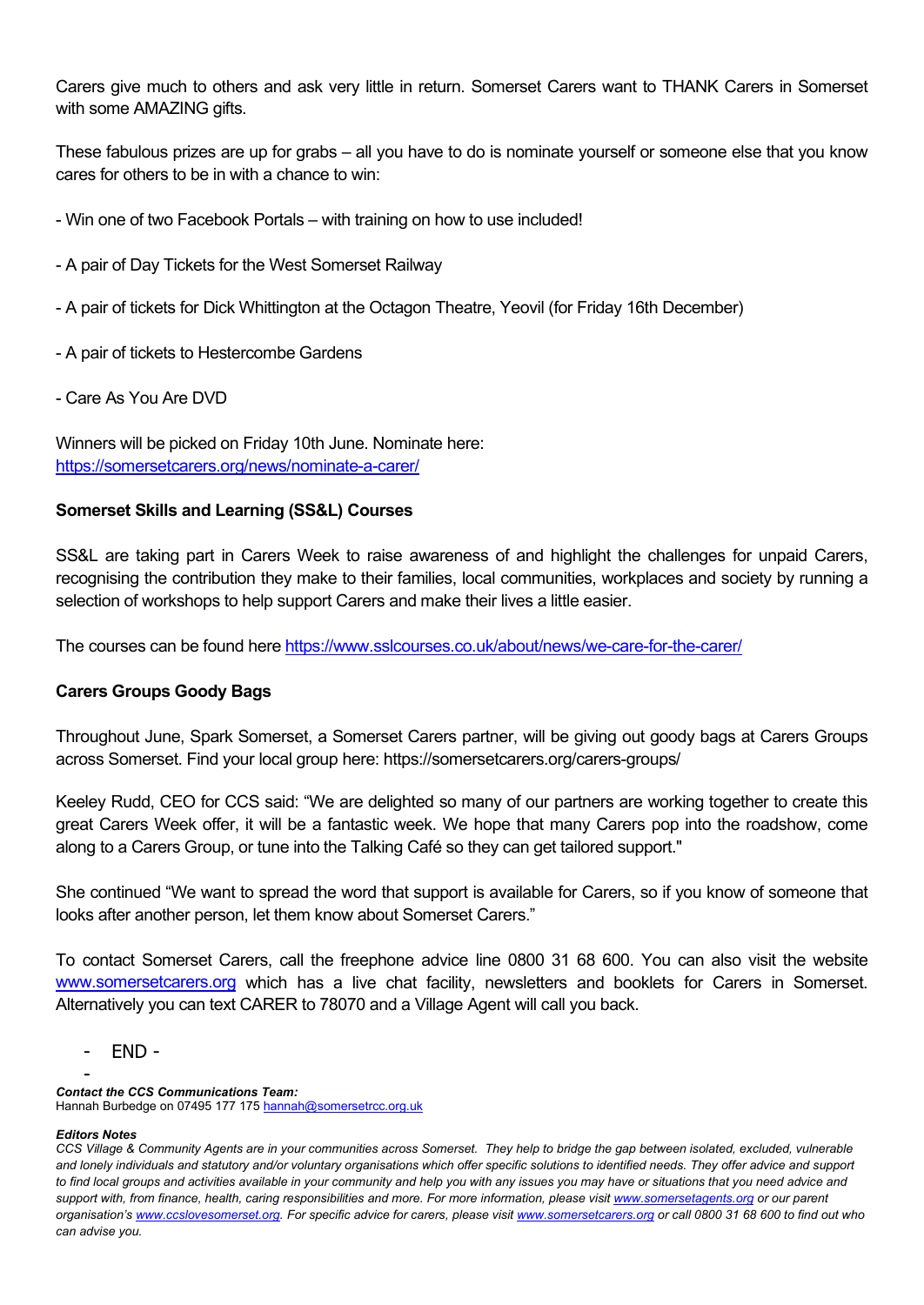Carers give much to others and ask very little in return. Somerset Carers want to THANK Carers in Somerset with some AMAZING gifts.

These fabulous prizes are up for grabs – all you have to do is nominate yourself or someone else that you know cares for others to be in with a chance to win:

- Win one of two Facebook Portals – with training on how to use included!

- A pair of Day Tickets for the West Somerset Railway

- A pair of tickets for Dick Whittington at the Octagon Theatre, Yeovil (for Friday 16th December)

- A pair of tickets to Hestercombe Gardens

- Care As You Are DVD

Winners will be picked on Friday 10th June. Nominate here: https://somersetcarers.org/news/nominate-a-carer/

**Somerset Skills and Learning (SS&L) Courses**

SS&L are taking part in Carers Week to raise awareness of and highlight the challenges for unpaid Carers, recognising the contribution they make to their families, local communities, workplaces and society by running a selection of workshops to help support Carers and make their lives a little easier.

The courses can be found here https://www.sslcourses.co.uk/about/news/we-care-for-the-carer/

**Carers Groups Goody Bags**

Throughout June, Spark Somerset, a Somerset Carers partner, will be giving out goody bags at Carers Groups across Somerset. Find your local group here: https://somersetcarers.org/carers-groups/

Keeley Rudd, CEO for CCS said: "We are delighted so many of our partners are working together to create this great Carers Week offer, it will be a fantastic week. We hope that many Carers pop into the roadshow, come along to a Carers Group, or tune into the Talking Café so they can get tailored support."

She continued "We want to spread the word that support is available for Carers, so if you know of someone that looks after another person, let them know about Somerset Carers."

To contact Somerset Carers, call the freephone advice line 0800 31 68 600. You can also visit the website www.somersetcarers.org which has a live chat facility, newsletters and booklets for Carers in Somerset. Alternatively you can text CARER to 78070 and a Village Agent will call you back.

- END -

***Contact the CCS Communications Team:***
Hannah Burbedge on 07495 177 175 hannah@somersetrcc.org.uk

***Editors Notes***
*CCS Village & Community Agents are in your communities across Somerset. They help to bridge the gap between isolated, excluded, vulnerable and lonely individuals and statutory and/or voluntary organisations which offer specific solutions to identified needs. They offer advice and support to find local groups and activities available in your community and help you with any issues you may have or situations that you need advice and support with, from finance, health, caring responsibilities and more. For more information, please visit www.somersetagents.org or our parent organisation's www.ccslovesomerset.org. For specific advice for carers, please visit www.somersetcarers.org or call 0800 31 68 600 to find out who can advise you.*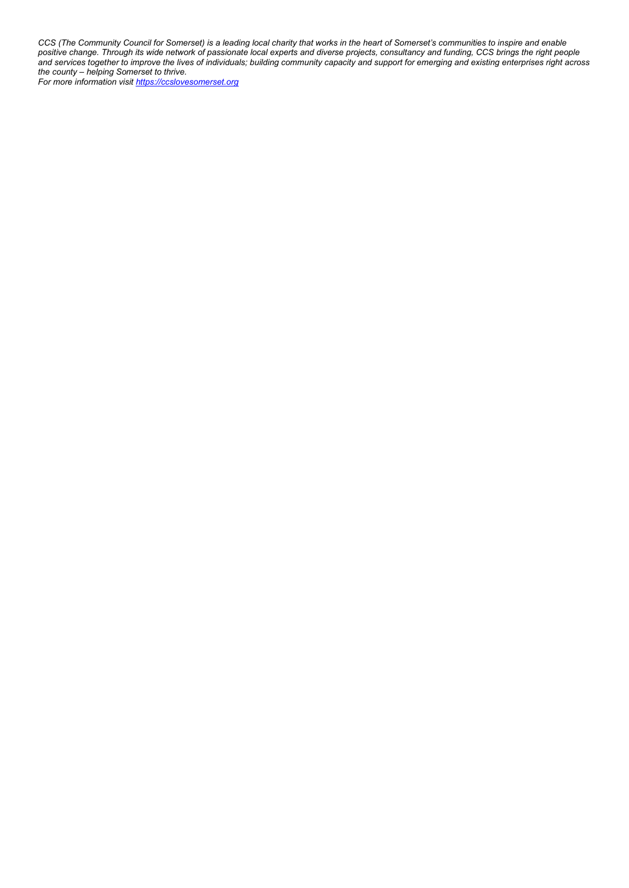*CCS (The Community Council for Somerset) is a leading local charity that works in the heart of Somerset's communities to inspire and enable positive change. Through its wide network of passionate local experts and diverse projects, consultancy and funding, CCS brings the right people and services together to improve the lives of individuals; building community capacity and support for emerging and existing enterprises right across the county – helping Somerset to thrive.*

*For more information visit [https://ccslovesomerset.org](https://ccslovesomerset.org)*